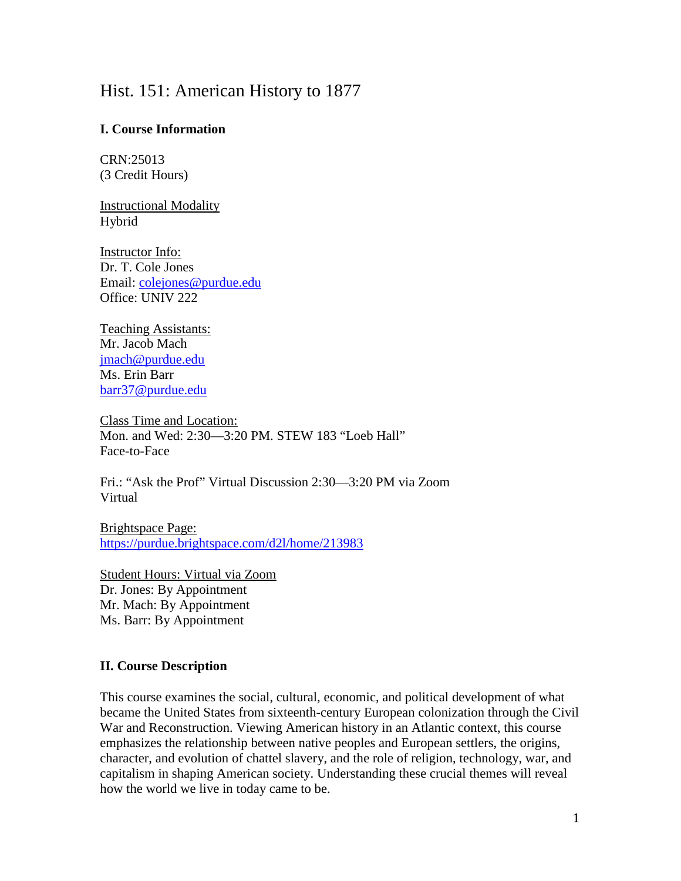# Hist. 151: American History to 1877

## I. Course Information

CRN:25013
(3 Credit Hours)

Instructional Modality
Hybrid

Instructor Info:
Dr. T. Cole Jones
Email: colejones@purdue.edu
Office: UNIV 222

Teaching Assistants:
Mr. Jacob Mach
jmach@purdue.edu
Ms. Erin Barr
barr37@purdue.edu

Class Time and Location:
Mon. and Wed: 2:30—3:20 PM. STEW 183 "Loeb Hall"
Face-to-Face

Fri.: "Ask the Prof" Virtual Discussion 2:30—3:20 PM via Zoom
Virtual

Brightspace Page:
https://purdue.brightspace.com/d2l/home/213983

Student Hours: Virtual via Zoom
Dr. Jones: By Appointment
Mr. Mach: By Appointment
Ms. Barr: By Appointment

## II. Course Description

This course examines the social, cultural, economic, and political development of what became the United States from sixteenth-century European colonization through the Civil War and Reconstruction. Viewing American history in an Atlantic context, this course emphasizes the relationship between native peoples and European settlers, the origins, character, and evolution of chattel slavery, and the role of religion, technology, war, and capitalism in shaping American society. Understanding these crucial themes will reveal how the world we live in today came to be.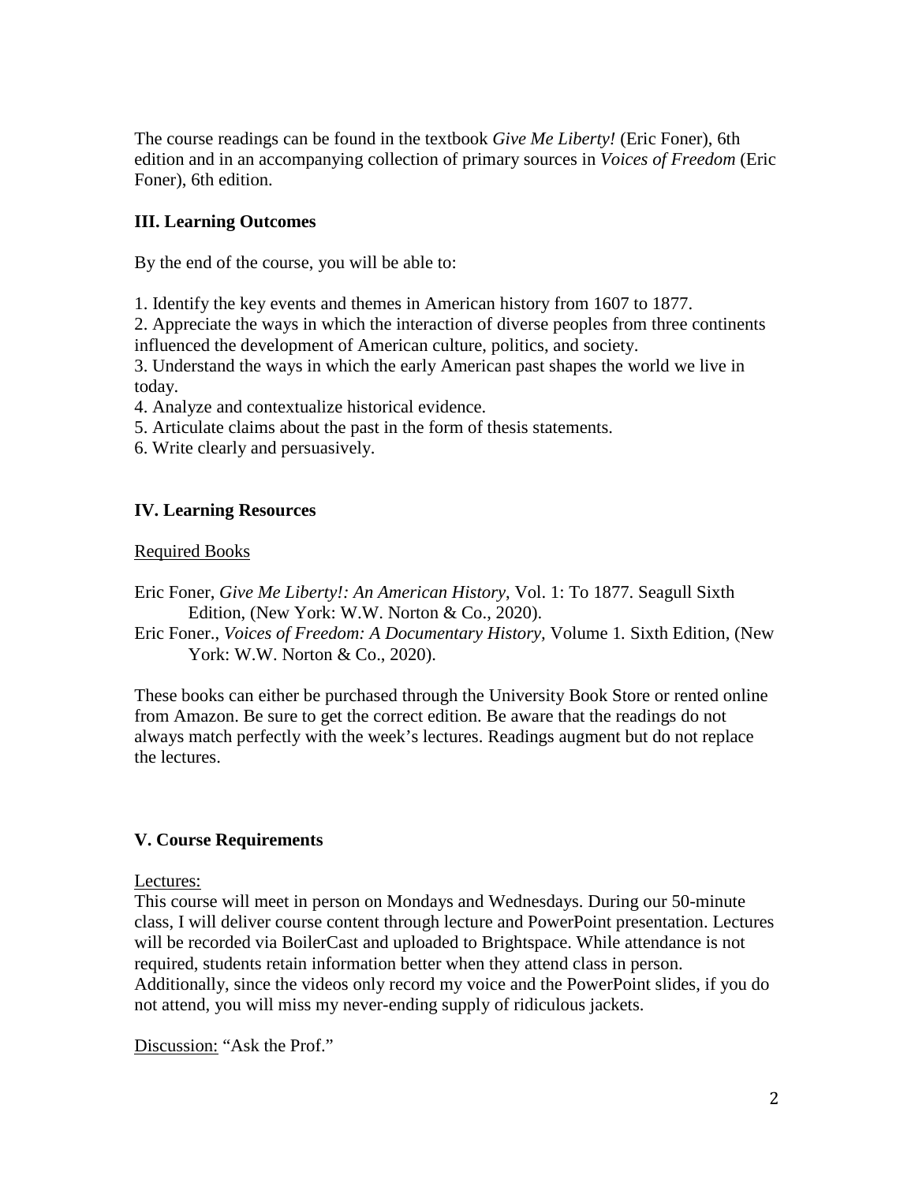The course readings can be found in the textbook *Give Me Liberty!* (Eric Foner), 6th edition and in an accompanying collection of primary sources in *Voices of Freedom* (Eric Foner), 6th edition.

## III. Learning Outcomes

By the end of the course, you will be able to:

1. Identify the key events and themes in American history from 1607 to 1877.
2. Appreciate the ways in which the interaction of diverse peoples from three continents influenced the development of American culture, politics, and society.
3. Understand the ways in which the early American past shapes the world we live in today.
4. Analyze and contextualize historical evidence.
5. Articulate claims about the past in the form of thesis statements.
6. Write clearly and persuasively.

## IV. Learning Resources

Required Books

Eric Foner, *Give Me Liberty!: An American History*, Vol. 1: To 1877. Seagull Sixth Edition, (New York: W.W. Norton & Co., 2020).

Eric Foner., *Voices of Freedom: A Documentary History*, Volume 1. Sixth Edition, (New York: W.W. Norton & Co., 2020).

These books can either be purchased through the University Book Store or rented online from Amazon. Be sure to get the correct edition. Be aware that the readings do not always match perfectly with the week's lectures. Readings augment but do not replace the lectures.

## V. Course Requirements

Lectures:

This course will meet in person on Mondays and Wednesdays. During our 50-minute class, I will deliver course content through lecture and PowerPoint presentation. Lectures will be recorded via BoilerCast and uploaded to Brightspace. While attendance is not required, students retain information better when they attend class in person. Additionally, since the videos only record my voice and the PowerPoint slides, if you do not attend, you will miss my never-ending supply of ridiculous jackets.

Discussion: "Ask the Prof."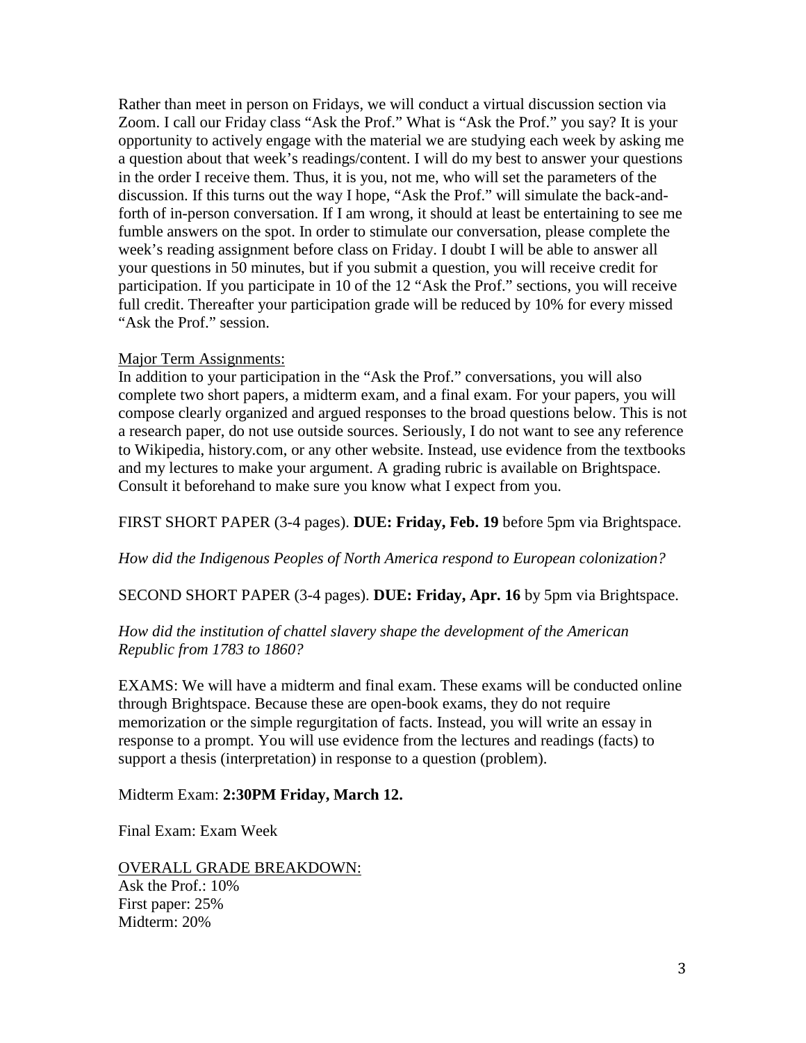Rather than meet in person on Fridays, we will conduct a virtual discussion section via Zoom. I call our Friday class "Ask the Prof." What is "Ask the Prof." you say? It is your opportunity to actively engage with the material we are studying each week by asking me a question about that week's readings/content. I will do my best to answer your questions in the order I receive them. Thus, it is you, not me, who will set the parameters of the discussion. If this turns out the way I hope, "Ask the Prof." will simulate the back-and-forth of in-person conversation. If I am wrong, it should at least be entertaining to see me fumble answers on the spot. In order to stimulate our conversation, please complete the week's reading assignment before class on Friday. I doubt I will be able to answer all your questions in 50 minutes, but if you submit a question, you will receive credit for participation. If you participate in 10 of the 12 "Ask the Prof." sections, you will receive full credit. Thereafter your participation grade will be reduced by 10% for every missed "Ask the Prof." session.

<u>Major Term Assignments:</u>

In addition to your participation in the "Ask the Prof." conversations, you will also complete two short papers, a midterm exam, and a final exam. For your papers, you will compose clearly organized and argued responses to the broad questions below. This is not a research paper, do not use outside sources. Seriously, I do not want to see any reference to Wikipedia, history.com, or any other website. Instead, use evidence from the textbooks and my lectures to make your argument. A grading rubric is available on Brightspace. Consult it beforehand to make sure you know what I expect from you.

FIRST SHORT PAPER (3-4 pages). **DUE: Friday, Feb. 19** before 5pm via Brightspace.

*How did the Indigenous Peoples of North America respond to European colonization?*

SECOND SHORT PAPER (3-4 pages). **DUE: Friday, Apr. 16** by 5pm via Brightspace.

*How did the institution of chattel slavery shape the development of the American Republic from 1783 to 1860?*

EXAMS: We will have a midterm and final exam. These exams will be conducted online through Brightspace. Because these are open-book exams, they do not require memorization or the simple regurgitation of facts. Instead, you will write an essay in response to a prompt. You will use evidence from the lectures and readings (facts) to support a thesis (interpretation) in response to a question (problem).

Midterm Exam: **2:30PM Friday, March 12.**

Final Exam: Exam Week

<u>OVERALL GRADE BREAKDOWN:</u>

Ask the Prof.: 10%
First paper: 25%
Midterm: 20%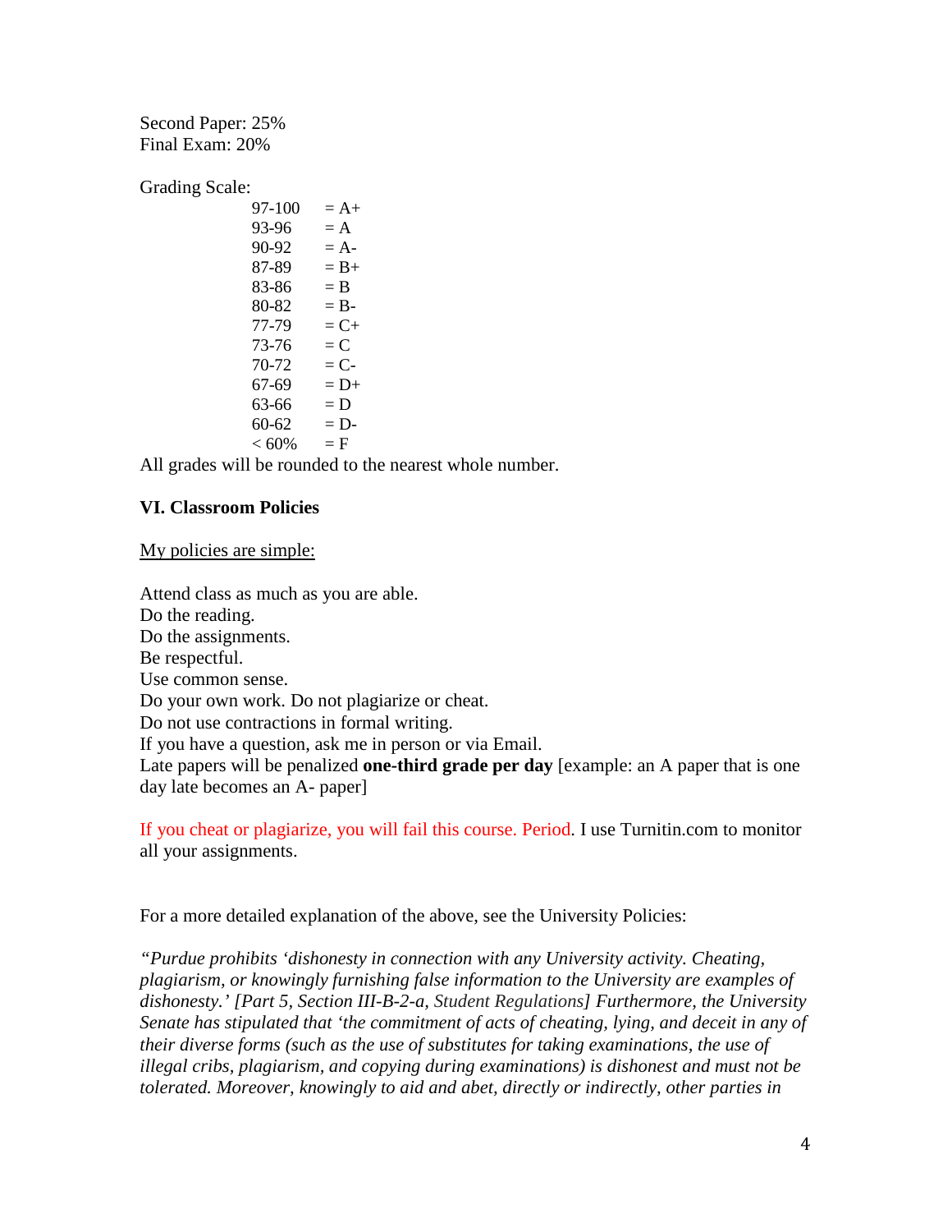Second Paper: 25%
Final Exam: 20%

Grading Scale:

| | |
|---|---|
| 97-100 | = A+ |
| 93-96 | = A |
| 90-92 | = A- |
| 87-89 | = B+ |
| 83-86 | = B |
| 80-82 | = B- |
| 77-79 | = C+ |
| 73-76 | = C |
| 70-72 | = C- |
| 67-69 | = D+ |
| 63-66 | = D |
| 60-62 | = D- |
| < 60% | = F |

All grades will be rounded to the nearest whole number.

## VI. Classroom Policies

<u>My policies are simple:</u>

Attend class as much as you are able.
Do the reading.
Do the assignments.
Be respectful.
Use common sense.
Do your own work. Do not plagiarize or cheat.
Do not use contractions in formal writing.
If you have a question, ask me in person or via Email.
Late papers will be penalized **one-third grade per day** [example: an A paper that is one day late becomes an A- paper]

If you cheat or plagiarize, you will fail this course. Period. I use Turnitin.com to monitor all your assignments.

For a more detailed explanation of the above, see the University Policies:

*"Purdue prohibits 'dishonesty in connection with any University activity. Cheating, plagiarism, or knowingly furnishing false information to the University are examples of dishonesty.' [Part 5, Section III-B-2-a, Student Regulations] Furthermore, the University Senate has stipulated that 'the commitment of acts of cheating, lying, and deceit in any of their diverse forms (such as the use of substitutes for taking examinations, the use of illegal cribs, plagiarism, and copying during examinations) is dishonest and must not be tolerated. Moreover, knowingly to aid and abet, directly or indirectly, other parties in*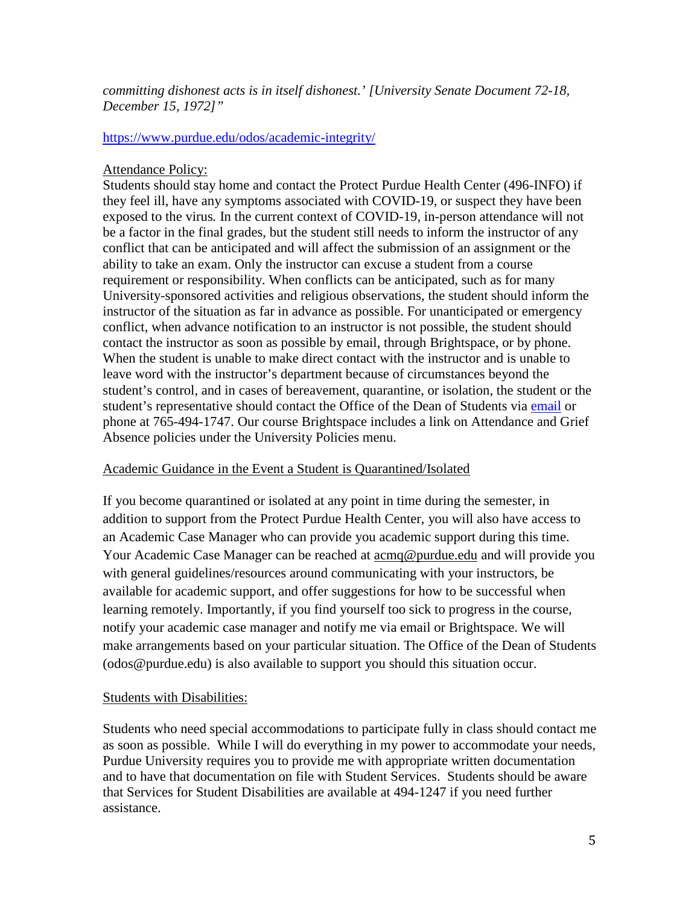*committing dishonest acts is in itself dishonest.' [University Senate Document 72-18, December 15, 1972]"*

https://www.purdue.edu/odos/academic-integrity/

Attendance Policy:

Students should stay home and contact the Protect Purdue Health Center (496-INFO) if they feel ill, have any symptoms associated with COVID-19, or suspect they have been exposed to the virus. In the current context of COVID-19, in-person attendance will not be a factor in the final grades, but the student still needs to inform the instructor of any conflict that can be anticipated and will affect the submission of an assignment or the ability to take an exam. Only the instructor can excuse a student from a course requirement or responsibility. When conflicts can be anticipated, such as for many University-sponsored activities and religious observations, the student should inform the instructor of the situation as far in advance as possible. For unanticipated or emergency conflict, when advance notification to an instructor is not possible, the student should contact the instructor as soon as possible by email, through Brightspace, or by phone. When the student is unable to make direct contact with the instructor and is unable to leave word with the instructor's department because of circumstances beyond the student's control, and in cases of bereavement, quarantine, or isolation, the student or the student's representative should contact the Office of the Dean of Students via email or phone at 765-494-1747. Our course Brightspace includes a link on Attendance and Grief Absence policies under the University Policies menu.

Academic Guidance in the Event a Student is Quarantined/Isolated

If you become quarantined or isolated at any point in time during the semester, in addition to support from the Protect Purdue Health Center, you will also have access to an Academic Case Manager who can provide you academic support during this time. Your Academic Case Manager can be reached at acmq@purdue.edu and will provide you with general guidelines/resources around communicating with your instructors, be available for academic support, and offer suggestions for how to be successful when learning remotely. Importantly, if you find yourself too sick to progress in the course, notify your academic case manager and notify me via email or Brightspace. We will make arrangements based on your particular situation. The Office of the Dean of Students (odos@purdue.edu) is also available to support you should this situation occur.

Students with Disabilities:

Students who need special accommodations to participate fully in class should contact me as soon as possible. While I will do everything in my power to accommodate your needs, Purdue University requires you to provide me with appropriate written documentation and to have that documentation on file with Student Services. Students should be aware that Services for Student Disabilities are available at 494-1247 if you need further assistance.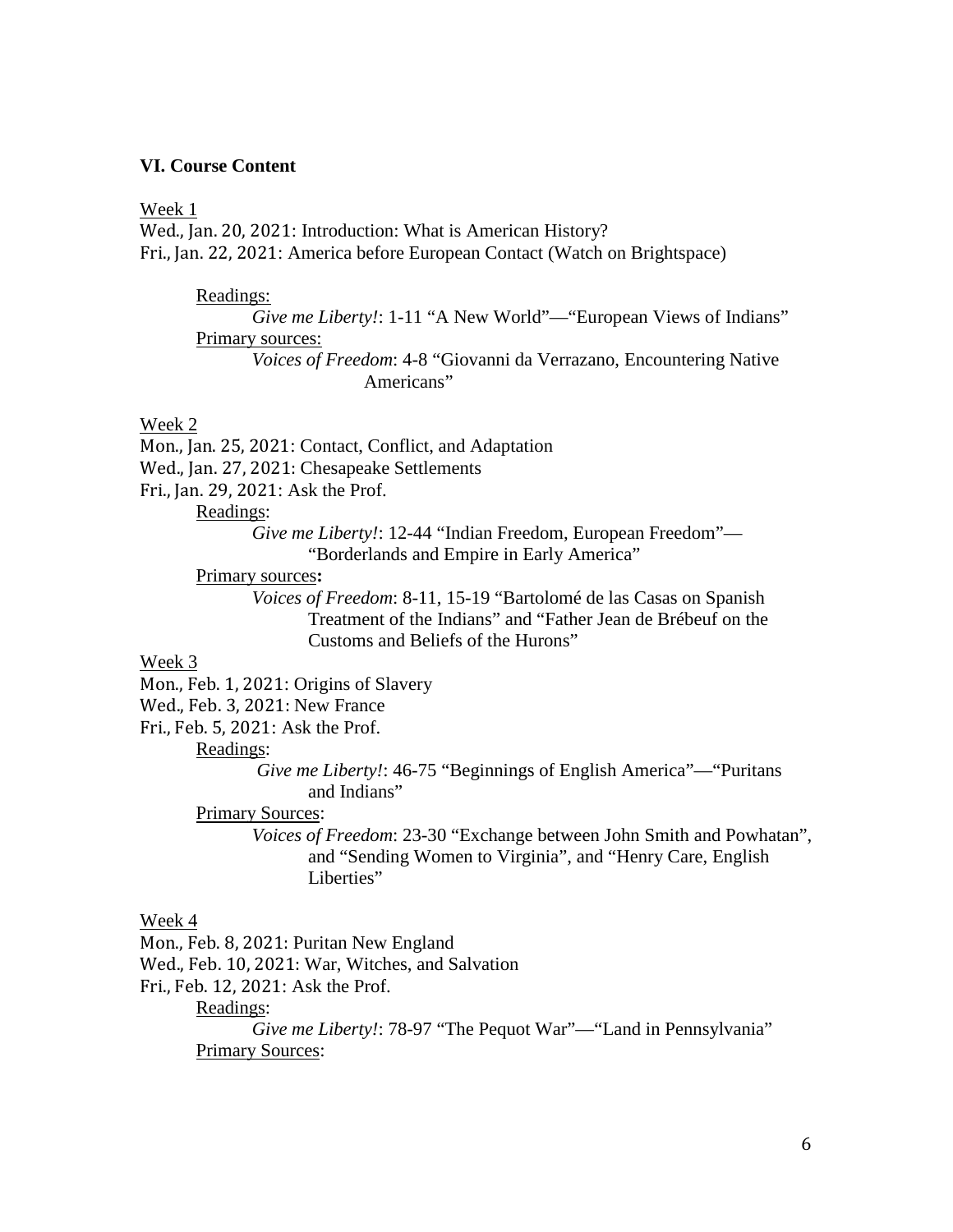### VI. Course Content

Week 1

Wed., Jan. 20, 2021: Introduction: What is American History?
Fri., Jan. 22, 2021: America before European Contact (Watch on Brightspace)

Readings:
*Give me Liberty!*: 1-11 "A New World"—"European Views of Indians"

Primary sources:
*Voices of Freedom*: 4-8 "Giovanni da Verrazano, Encountering Native Americans"

Week 2

Mon., Jan. 25, 2021: Contact, Conflict, and Adaptation
Wed., Jan. 27, 2021: Chesapeake Settlements
Fri., Jan. 29, 2021: Ask the Prof.

Readings:
*Give me Liberty!*: 12-44 "Indian Freedom, European Freedom"—"Borderlands and Empire in Early America"

Primary sources**:**
*Voices of Freedom*: 8-11, 15-19 "Bartolomé de las Casas on Spanish Treatment of the Indians" and "Father Jean de Brébeuf on the Customs and Beliefs of the Hurons"

Week 3

Mon., Feb. 1, 2021: Origins of Slavery
Wed., Feb. 3, 2021: New France
Fri., Feb. 5, 2021: Ask the Prof.

Readings:
*Give me Liberty!*: 46-75 "Beginnings of English America"—"Puritans and Indians"

Primary Sources:
*Voices of Freedom*: 23-30 "Exchange between John Smith and Powhatan", and "Sending Women to Virginia", and "Henry Care, English Liberties"

Week 4

Mon., Feb. 8, 2021: Puritan New England
Wed., Feb. 10, 2021: War, Witches, and Salvation
Fri., Feb. 12, 2021: Ask the Prof.

Readings:
*Give me Liberty!*: 78-97 "The Pequot War"—"Land in Pennsylvania"

Primary Sources: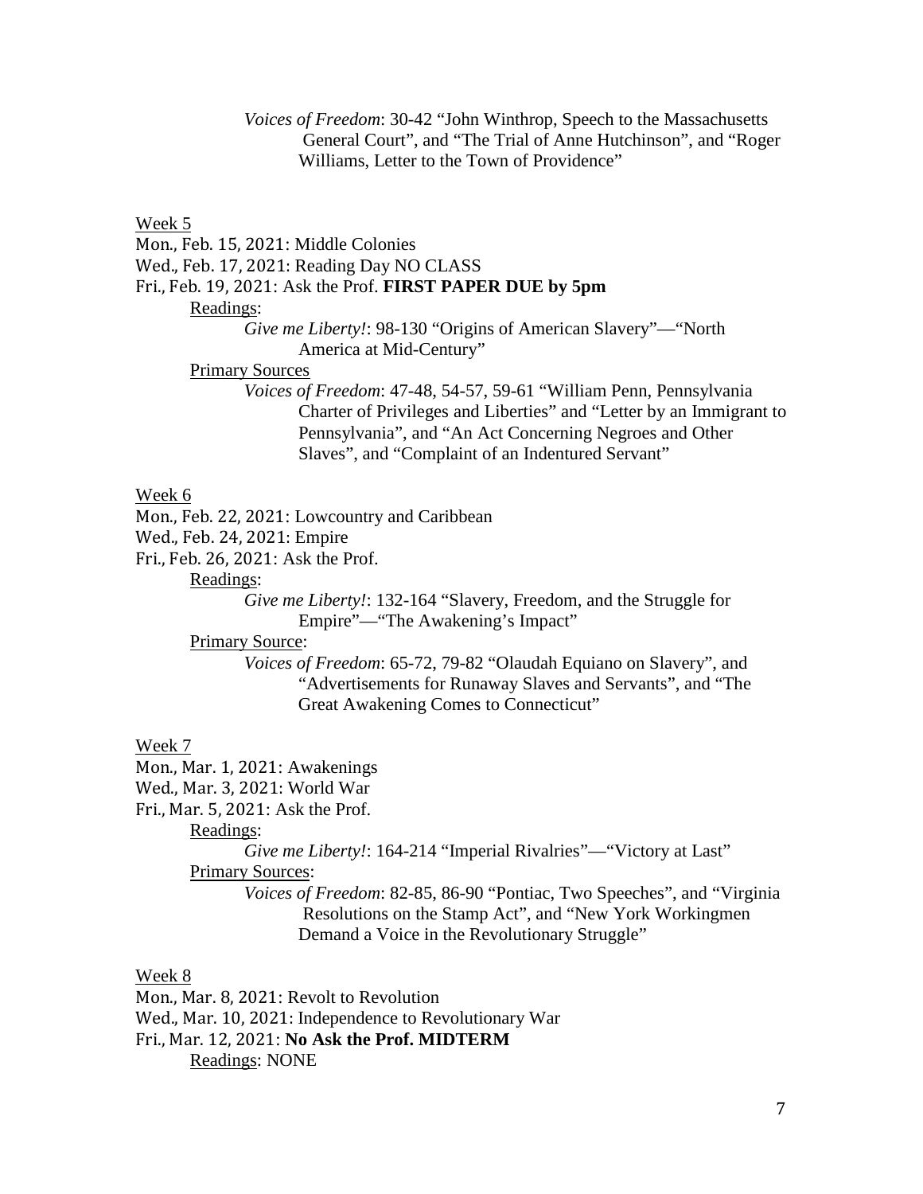*Voices of Freedom*: 30-42 "John Winthrop, Speech to the Massachusetts General Court", and "The Trial of Anne Hutchinson", and "Roger Williams, Letter to the Town of Providence"

Week 5

Mon., Feb. 15, 2021: Middle Colonies

Wed., Feb. 17, 2021: Reading Day NO CLASS

Fri., Feb. 19, 2021: Ask the Prof. **FIRST PAPER DUE by 5pm**

Readings:

*Give me Liberty!*: 98-130 "Origins of American Slavery"—"North America at Mid-Century"

Primary Sources

*Voices of Freedom*: 47-48, 54-57, 59-61 "William Penn, Pennsylvania Charter of Privileges and Liberties" and "Letter by an Immigrant to Pennsylvania", and "An Act Concerning Negroes and Other Slaves", and "Complaint of an Indentured Servant"

Week 6

Mon., Feb. 22, 2021: Lowcountry and Caribbean

Wed., Feb. 24, 2021: Empire

Fri., Feb. 26, 2021: Ask the Prof.

Readings:

*Give me Liberty!*: 132-164 "Slavery, Freedom, and the Struggle for Empire"—"The Awakening's Impact"

Primary Source:

*Voices of Freedom*: 65-72, 79-82 "Olaudah Equiano on Slavery", and "Advertisements for Runaway Slaves and Servants", and "The Great Awakening Comes to Connecticut"

Week 7

Mon., Mar. 1, 2021: Awakenings

Wed., Mar. 3, 2021: World War

Fri., Mar. 5, 2021: Ask the Prof.

Readings:

*Give me Liberty!*: 164-214 "Imperial Rivalries"—"Victory at Last"

Primary Sources:

*Voices of Freedom*: 82-85, 86-90 "Pontiac, Two Speeches", and "Virginia Resolutions on the Stamp Act", and "New York Workingmen Demand a Voice in the Revolutionary Struggle"

Week 8

Mon., Mar. 8, 2021: Revolt to Revolution

Wed., Mar. 10, 2021: Independence to Revolutionary War

Fri., Mar. 12, 2021: **No Ask the Prof. MIDTERM**

Readings: NONE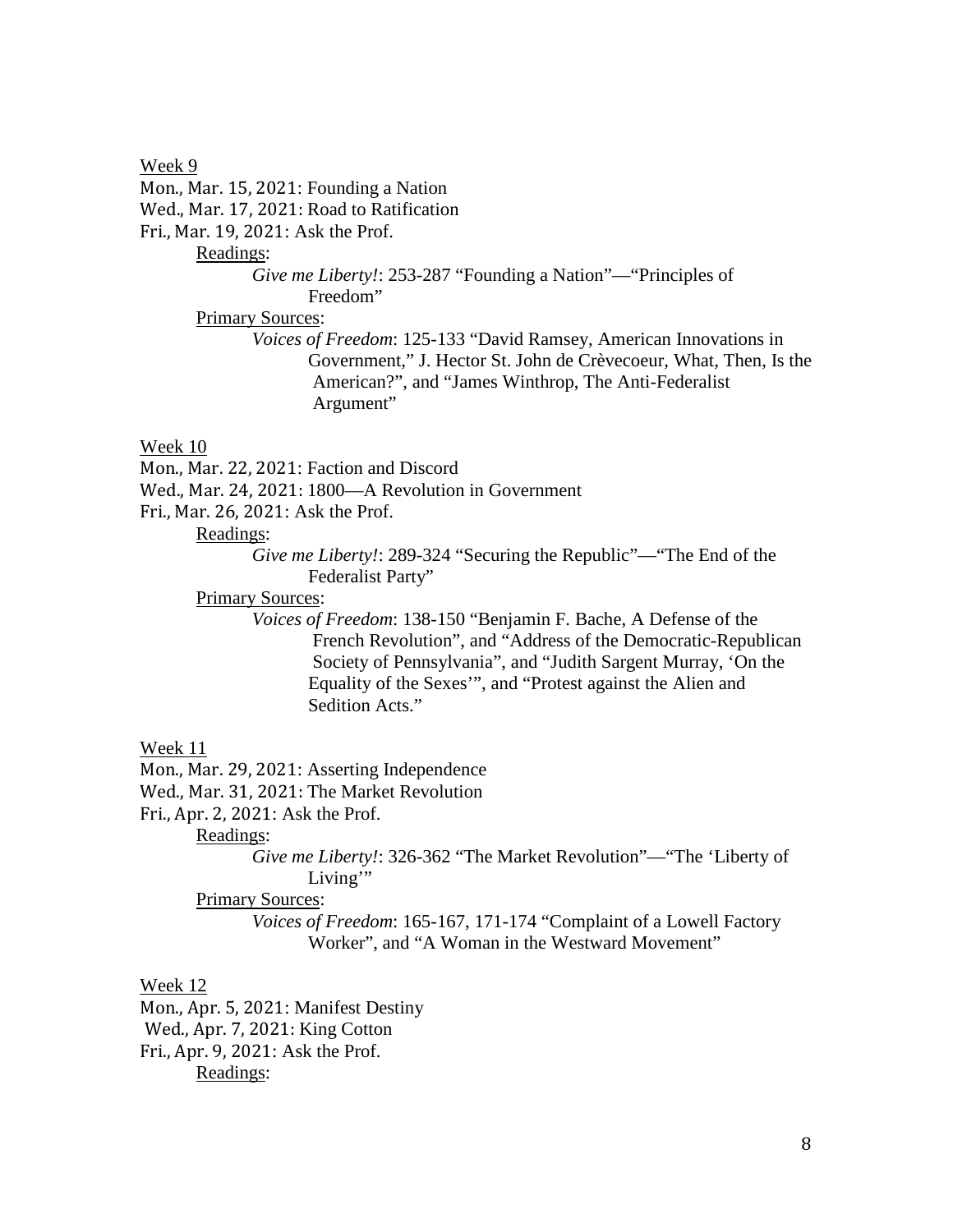Week 9

Mon., Mar. 15, 2021: Founding a Nation
Wed., Mar. 17, 2021: Road to Ratification
Fri., Mar. 19, 2021: Ask the Prof.

Readings:

*Give me Liberty!*: 253-287 "Founding a Nation"—"Principles of Freedom"

Primary Sources:

*Voices of Freedom*: 125-133 "David Ramsey, American Innovations in Government," J. Hector St. John de Crèvecoeur, What, Then, Is the American?", and "James Winthrop, The Anti-Federalist Argument"

Week 10

Mon., Mar. 22, 2021: Faction and Discord
Wed., Mar. 24, 2021: 1800—A Revolution in Government
Fri., Mar. 26, 2021: Ask the Prof.

Readings:

*Give me Liberty!*: 289-324 "Securing the Republic"—"The End of the Federalist Party"

Primary Sources:

*Voices of Freedom*: 138-150 "Benjamin F. Bache, A Defense of the French Revolution", and "Address of the Democratic-Republican Society of Pennsylvania", and "Judith Sargent Murray, 'On the Equality of the Sexes'", and "Protest against the Alien and Sedition Acts."

Week 11

Mon., Mar. 29, 2021: Asserting Independence
Wed., Mar. 31, 2021: The Market Revolution
Fri., Apr. 2, 2021: Ask the Prof.

Readings:

*Give me Liberty!*: 326-362 "The Market Revolution"—"The 'Liberty of Living'"

Primary Sources:

*Voices of Freedom*: 165-167, 171-174 "Complaint of a Lowell Factory Worker", and "A Woman in the Westward Movement"

Week 12

Mon., Apr. 5, 2021: Manifest Destiny
Wed., Apr. 7, 2021: King Cotton
Fri., Apr. 9, 2021: Ask the Prof.

Readings: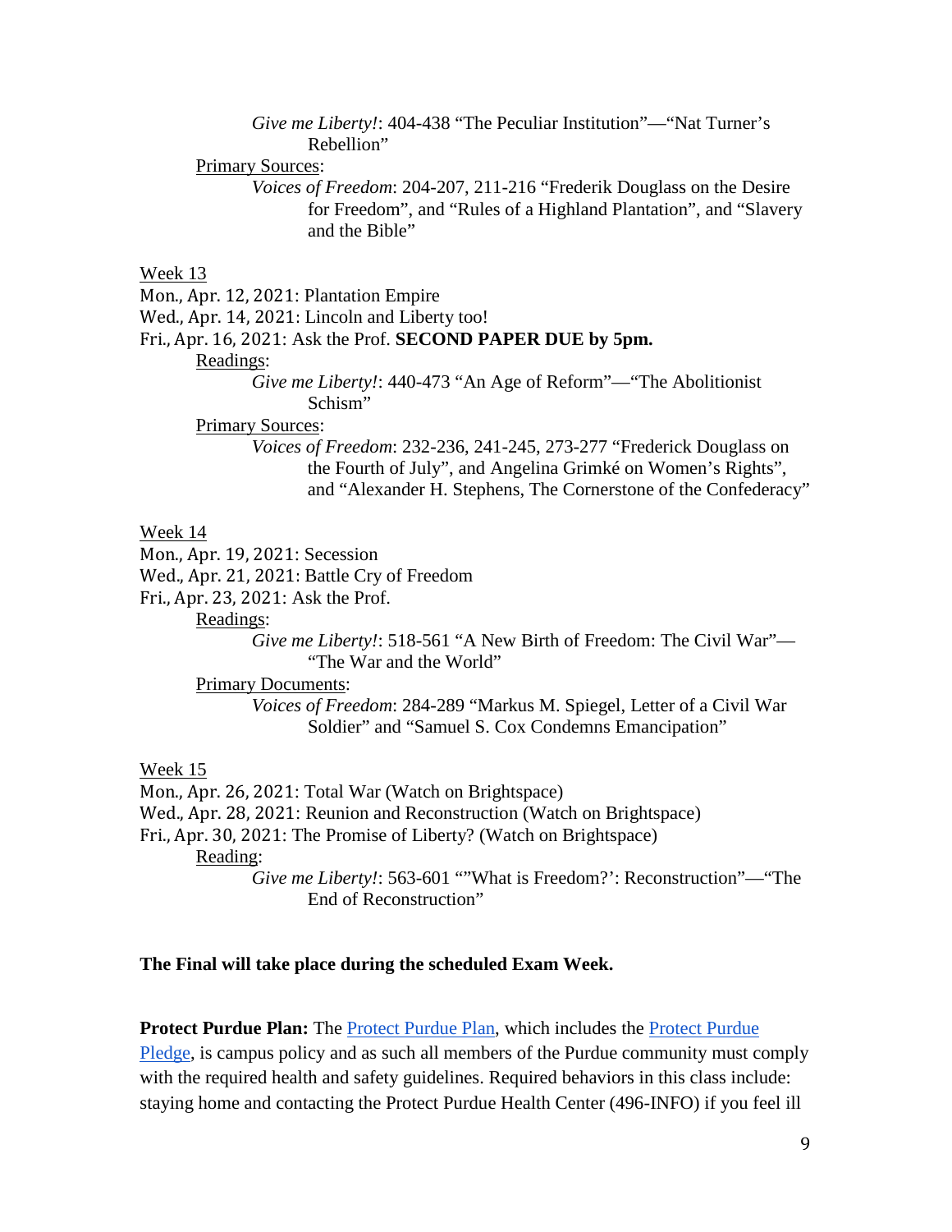*Give me Liberty!*: 404-438 “The Peculiar Institution”—“Nat Turner’s Rebellion”

Primary Sources:

*Voices of Freedom*: 204-207, 211-216 “Frederik Douglass on the Desire for Freedom”, and “Rules of a Highland Plantation”, and “Slavery and the Bible”

Week 13

Mon., Apr. 12, 2021: Plantation Empire

Wed., Apr. 14, 2021: Lincoln and Liberty too!

Fri., Apr. 16, 2021: Ask the Prof. **SECOND PAPER DUE by 5pm.**

Readings:

*Give me Liberty!*: 440-473 “An Age of Reform”—“The Abolitionist Schism”

Primary Sources:

*Voices of Freedom*: 232-236, 241-245, 273-277 “Frederick Douglass on the Fourth of July”, and Angelina Grimké on Women’s Rights”, and “Alexander H. Stephens, The Cornerstone of the Confederacy”

Week 14

Mon., Apr. 19, 2021: Secession

Wed., Apr. 21, 2021: Battle Cry of Freedom

Fri., Apr. 23, 2021: Ask the Prof.

Readings:

*Give me Liberty!*: 518-561 “A New Birth of Freedom: The Civil War”—“The War and the World”

Primary Documents:

*Voices of Freedom*: 284-289 “Markus M. Spiegel, Letter of a Civil War Soldier” and “Samuel S. Cox Condemns Emancipation”

Week 15

Mon., Apr. 26, 2021: Total War (Watch on Brightspace)

Wed., Apr. 28, 2021: Reunion and Reconstruction (Watch on Brightspace)

Fri., Apr. 30, 2021: The Promise of Liberty? (Watch on Brightspace)

Reading:

*Give me Liberty!*: 563-601 “”What is Freedom?’: Reconstruction”—“The End of Reconstruction”

**The Final will take place during the scheduled Exam Week.**

**Protect Purdue Plan:** The Protect Purdue Plan, which includes the Protect Purdue Pledge, is campus policy and as such all members of the Purdue community must comply with the required health and safety guidelines. Required behaviors in this class include: staying home and contacting the Protect Purdue Health Center (496-INFO) if you feel ill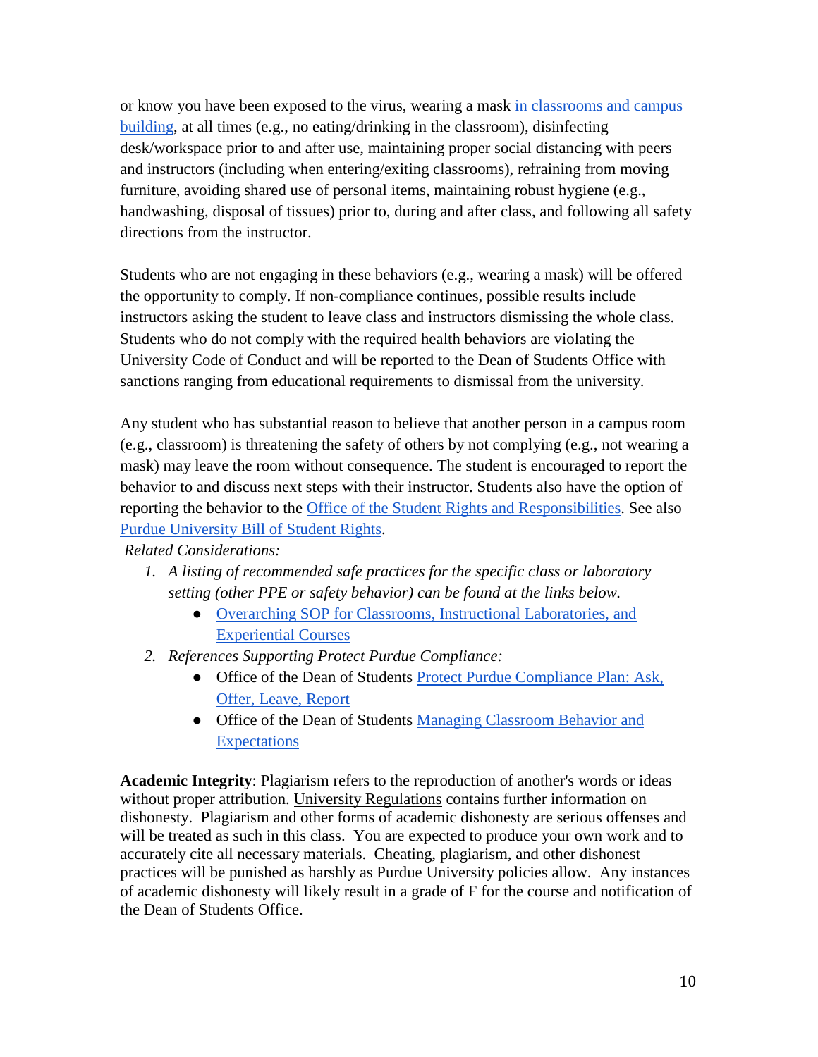or know you have been exposed to the virus, wearing a mask in classrooms and campus building, at all times (e.g., no eating/drinking in the classroom), disinfecting desk/workspace prior to and after use, maintaining proper social distancing with peers and instructors (including when entering/exiting classrooms), refraining from moving furniture, avoiding shared use of personal items, maintaining robust hygiene (e.g., handwashing, disposal of tissues) prior to, during and after class, and following all safety directions from the instructor.

Students who are not engaging in these behaviors (e.g., wearing a mask) will be offered the opportunity to comply. If non-compliance continues, possible results include instructors asking the student to leave class and instructors dismissing the whole class. Students who do not comply with the required health behaviors are violating the University Code of Conduct and will be reported to the Dean of Students Office with sanctions ranging from educational requirements to dismissal from the university.

Any student who has substantial reason to believe that another person in a campus room (e.g., classroom) is threatening the safety of others by not complying (e.g., not wearing a mask) may leave the room without consequence. The student is encouraged to report the behavior to and discuss next steps with their instructor. Students also have the option of reporting the behavior to the Office of the Student Rights and Responsibilities. See also Purdue University Bill of Student Rights.

*Related Considerations:*

1. *A listing of recommended safe practices for the specific class or laboratory setting (other PPE or safety behavior) can be found at the links below.*
   - Overarching SOP for Classrooms, Instructional Laboratories, and Experiential Courses
2. *References Supporting Protect Purdue Compliance:*
   - Office of the Dean of Students Protect Purdue Compliance Plan: Ask, Offer, Leave, Report
   - Office of the Dean of Students Managing Classroom Behavior and Expectations

**Academic Integrity**: Plagiarism refers to the reproduction of another's words or ideas without proper attribution. University Regulations contains further information on dishonesty. Plagiarism and other forms of academic dishonesty are serious offenses and will be treated as such in this class. You are expected to produce your own work and to accurately cite all necessary materials. Cheating, plagiarism, and other dishonest practices will be punished as harshly as Purdue University policies allow. Any instances of academic dishonesty will likely result in a grade of F for the course and notification of the Dean of Students Office.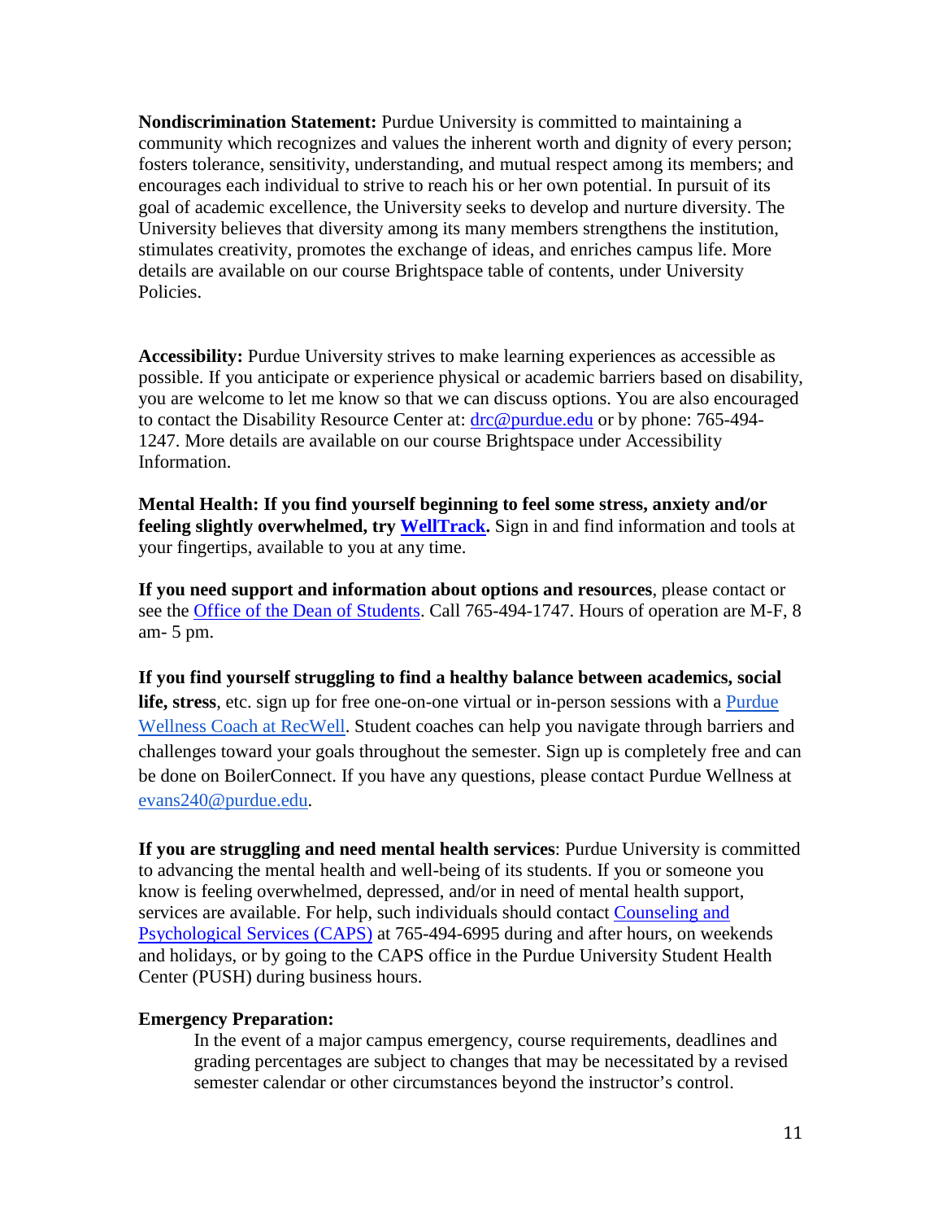**Nondiscrimination Statement:** Purdue University is committed to maintaining a community which recognizes and values the inherent worth and dignity of every person; fosters tolerance, sensitivity, understanding, and mutual respect among its members; and encourages each individual to strive to reach his or her own potential. In pursuit of its goal of academic excellence, the University seeks to develop and nurture diversity. The University believes that diversity among its many members strengthens the institution, stimulates creativity, promotes the exchange of ideas, and enriches campus life. More details are available on our course Brightspace table of contents, under University Policies.

**Accessibility:** Purdue University strives to make learning experiences as accessible as possible. If you anticipate or experience physical or academic barriers based on disability, you are welcome to let me know so that we can discuss options. You are also encouraged to contact the Disability Resource Center at: drc@purdue.edu or by phone: 765-494-1247. More details are available on our course Brightspace under Accessibility Information.

**Mental Health: If you find yourself beginning to feel some stress, anxiety and/or feeling slightly overwhelmed, try WellTrack.** Sign in and find information and tools at your fingertips, available to you at any time.

**If you need support and information about options and resources**, please contact or see the Office of the Dean of Students. Call 765-494-1747. Hours of operation are M-F, 8 am- 5 pm.

**If you find yourself struggling to find a healthy balance between academics, social life, stress**, etc. sign up for free one-on-one virtual or in-person sessions with a Purdue Wellness Coach at RecWell. Student coaches can help you navigate through barriers and challenges toward your goals throughout the semester. Sign up is completely free and can be done on BoilerConnect. If you have any questions, please contact Purdue Wellness at evans240@purdue.edu.

**If you are struggling and need mental health services**: Purdue University is committed to advancing the mental health and well-being of its students. If you or someone you know is feeling overwhelmed, depressed, and/or in need of mental health support, services are available. For help, such individuals should contact Counseling and Psychological Services (CAPS) at 765-494-6995 during and after hours, on weekends and holidays, or by going to the CAPS office in the Purdue University Student Health Center (PUSH) during business hours.

**Emergency Preparation:**

In the event of a major campus emergency, course requirements, deadlines and grading percentages are subject to changes that may be necessitated by a revised semester calendar or other circumstances beyond the instructor's control.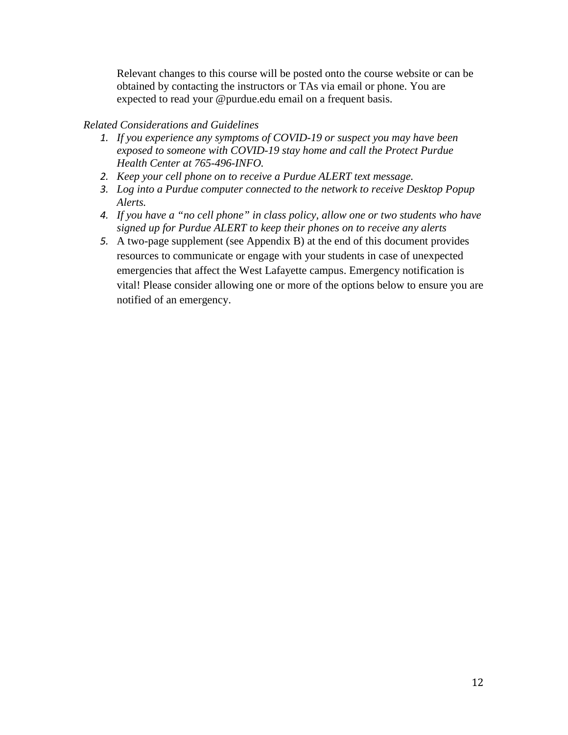Relevant changes to this course will be posted onto the course website or can be obtained by contacting the instructors or TAs via email or phone. You are expected to read your @purdue.edu email on a frequent basis.

*Related Considerations and Guidelines*

1. *If you experience any symptoms of COVID-19 or suspect you may have been exposed to someone with COVID-19 stay home and call the Protect Purdue Health Center at 765-496-INFO.*
2. *Keep your cell phone on to receive a Purdue ALERT text message.*
3. *Log into a Purdue computer connected to the network to receive Desktop Popup Alerts.*
4. *If you have a "no cell phone" in class policy, allow one or two students who have signed up for Purdue ALERT to keep their phones on to receive any alerts*
5. A two-page supplement (see Appendix B) at the end of this document provides resources to communicate or engage with your students in case of unexpected emergencies that affect the West Lafayette campus. Emergency notification is vital! Please consider allowing one or more of the options below to ensure you are notified of an emergency.